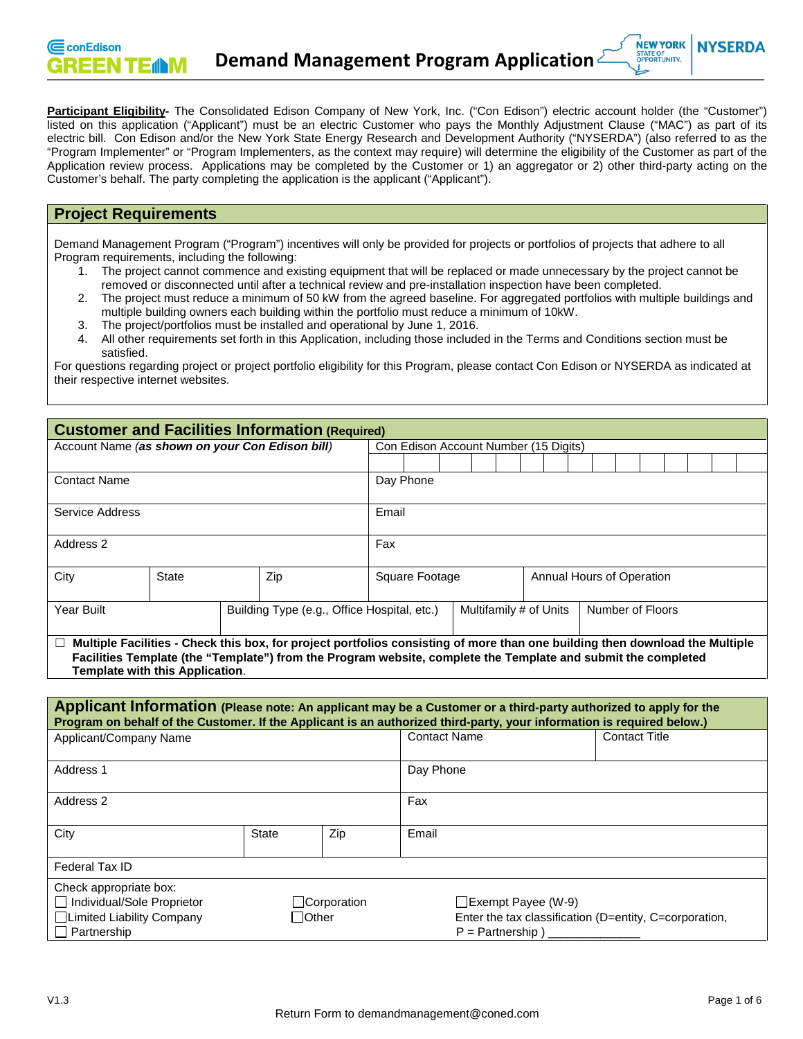# Demand Management Program Application

**Participant Eligibility-** The Consolidated Edison Company of New York, Inc. ("Con Edison") electric account holder (the "Customer") listed on this application ("Applicant") must be an electric Customer who pays the Monthly Adjustment Clause ("MAC") as part of its electric bill. Con Edison and/or the New York State Energy Research and Development Authority ("NYSERDA") (also referred to as the "Program Implementer" or "Program Implementers, as the context may require) will determine the eligibility of the Customer as part of the Application review process. Applications may be completed by the Customer or 1) an aggregator or 2) other third-party acting on the Customer's behalf. The party completing the application is the applicant ("Applicant").

## Project Requirements

Demand Management Program ("Program") incentives will only be provided for projects or portfolios of projects that adhere to all Program requirements, including the following:

1. The project cannot commence and existing equipment that will be replaced or made unnecessary by the project cannot be removed or disconnected until after a technical review and pre-installation inspection have been completed.
2. The project must reduce a minimum of 50 kW from the agreed baseline. For aggregated portfolios with multiple buildings and multiple building owners each building within the portfolio must reduce a minimum of 10kW.
3. The project/portfolios must be installed and operational by June 1, 2016.
4. All other requirements set forth in this Application, including those included in the Terms and Conditions section must be satisfied.

For questions regarding project or project portfolio eligibility for this Program, please contact Con Edison or NYSERDA as indicated at their respective internet websites.

## Customer and Facilities Information (Required)

| Account Name *(as shown on your Con Edison bill)* | | | Con Edison Account Number (15 Digits) | |
|---|---|---|---|---|
| Contact Name | | | Day Phone | |
| Service Address | | | Email | |
| Address 2 | | | Fax | |
| City | State | Zip | Square Footage | Annual Hours of Operation |
| Year Built | Building Type (e.g., Office Hospital, etc.) | | Multifamily # of Units | Number of Floors |

☐ **Multiple Facilities - Check this box, for project portfolios consisting of more than one building then download the Multiple Facilities Template (the "Template") from the Program website, complete the Template and submit the completed Template with this Application**.

## Applicant Information (Please note: An applicant may be a Customer or a third-party authorized to apply for the Program on behalf of the Customer. If the Applicant is an authorized third-party, your information is required below.)

| Applicant/Company Name | | | Contact Name | Contact Title |
|---|---|---|---|---|
| Address 1 | | | Day Phone | |
| Address 2 | | | Fax | |
| City | State | Zip | Email | |
| Federal Tax ID | | | | |

Check appropriate box:

☐ Individual/Sole Proprietor ☐ Corporation ☐ Exempt Payee (W-9)

☐ Limited Liability Company ☐ Other Enter the tax classification (D=entity, C=corporation, P = Partnership ) _____________

☐ Partnership

Return Form to demandmanagement@coned.com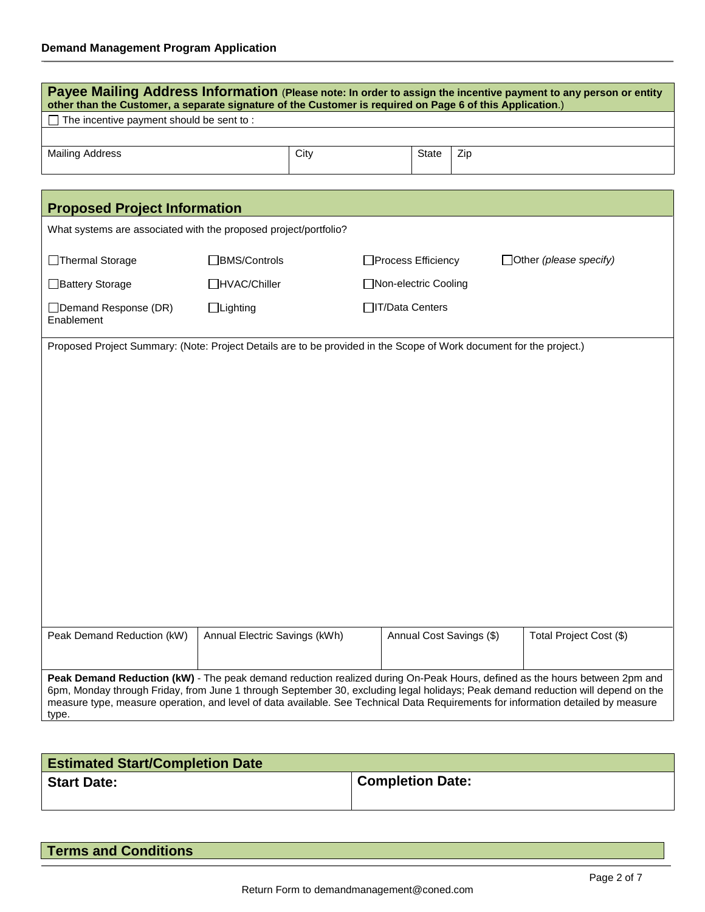**Demand Management Program Application**

## Payee Mailing Address Information

(**Please note: In order to assign the incentive payment to any person or entity other than the Customer, a separate signature of the Customer is required on Page 6 of this Application**.)

☐ The incentive payment should be sent to :

| Mailing Address | City | State | Zip |
|---|---|---|---|
| | | | |

## Proposed Project Information

What systems are associated with the proposed project/portfolio?

- ☐ Thermal Storage
- ☐ Battery Storage
- ☐ Demand Response (DR) Enablement
- ☐ BMS/Controls
- ☐ HVAC/Chiller
- ☐ Lighting
- ☐ Process Efficiency
- ☐ Non-electric Cooling
- ☐ IT/Data Centers
- ☐ Other *(please specify)*

Proposed Project Summary: (Note: Project Details are to be provided in the Scope of Work document for the project.)

| Peak Demand Reduction (kW) | Annual Electric Savings (kWh) | Annual Cost Savings ($) | Total Project Cost ($) |
|---|---|---|---|
| | | | |

**Peak Demand Reduction (kW)** - The peak demand reduction realized during On-Peak Hours, defined as the hours between 2pm and 6pm, Monday through Friday, from June 1 through September 30, excluding legal holidays; Peak demand reduction will depend on the measure type, measure operation, and level of data available. See Technical Data Requirements for information detailed by measure type.

## Estimated Start/Completion Date

| **Start Date:** | **Completion Date:** |
|---|---|
| | |

## Terms and Conditions

Return Form to demandmanagement@coned.com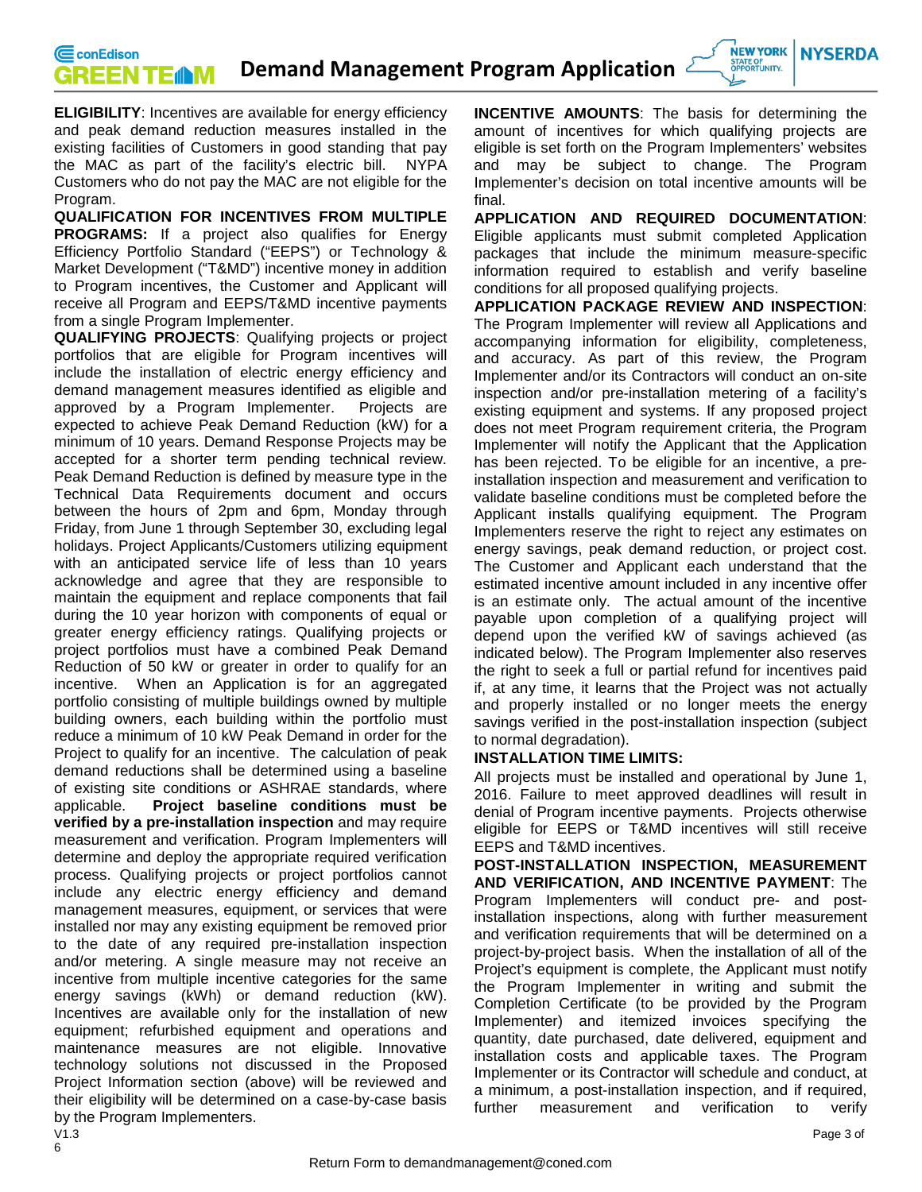**ELIGIBILITY**: Incentives are available for energy efficiency and peak demand reduction measures installed in the existing facilities of Customers in good standing that pay the MAC as part of the facility's electric bill. NYPA Customers who do not pay the MAC are not eligible for the Program.

**QUALIFICATION FOR INCENTIVES FROM MULTIPLE PROGRAMS:** If a project also qualifies for Energy Efficiency Portfolio Standard ("EEPS") or Technology & Market Development ("T&MD") incentive money in addition to Program incentives, the Customer and Applicant will receive all Program and EEPS/T&MD incentive payments from a single Program Implementer.

**QUALIFYING PROJECTS**: Qualifying projects or project portfolios that are eligible for Program incentives will include the installation of electric energy efficiency and demand management measures identified as eligible and approved by a Program Implementer. Projects are expected to achieve Peak Demand Reduction (kW) for a minimum of 10 years. Demand Response Projects may be accepted for a shorter term pending technical review. Peak Demand Reduction is defined by measure type in the Technical Data Requirements document and occurs between the hours of 2pm and 6pm, Monday through Friday, from June 1 through September 30, excluding legal holidays. Project Applicants/Customers utilizing equipment with an anticipated service life of less than 10 years acknowledge and agree that they are responsible to maintain the equipment and replace components that fail during the 10 year horizon with components of equal or greater energy efficiency ratings. Qualifying projects or project portfolios must have a combined Peak Demand Reduction of 50 kW or greater in order to qualify for an incentive. When an Application is for an aggregated portfolio consisting of multiple buildings owned by multiple building owners, each building within the portfolio must reduce a minimum of 10 kW Peak Demand in order for the Project to qualify for an incentive. The calculation of peak demand reductions shall be determined using a baseline of existing site conditions or ASHRAE standards, where applicable. **Project baseline conditions must be verified by a pre-installation inspection** and may require measurement and verification. Program Implementers will determine and deploy the appropriate required verification process. Qualifying projects or project portfolios cannot include any electric energy efficiency and demand management measures, equipment, or services that were installed nor may any existing equipment be removed prior to the date of any required pre-installation inspection and/or metering. A single measure may not receive an incentive from multiple incentive categories for the same energy savings (kWh) or demand reduction (kW). Incentives are available only for the installation of new equipment; refurbished equipment and operations and maintenance measures are not eligible. Innovative technology solutions not discussed in the Proposed Project Information section (above) will be reviewed and their eligibility will be determined on a case-by-case basis by the Program Implementers.

**INCENTIVE AMOUNTS**: The basis for determining the amount of incentives for which qualifying projects are eligible is set forth on the Program Implementers' websites and may be subject to change. The Program Implementer's decision on total incentive amounts will be final.

**APPLICATION AND REQUIRED DOCUMENTATION**: Eligible applicants must submit completed Application packages that include the minimum measure-specific information required to establish and verify baseline conditions for all proposed qualifying projects.

**APPLICATION PACKAGE REVIEW AND INSPECTION**: The Program Implementer will review all Applications and accompanying information for eligibility, completeness, and accuracy. As part of this review, the Program Implementer and/or its Contractors will conduct an on-site inspection and/or pre-installation metering of a facility's existing equipment and systems. If any proposed project does not meet Program requirement criteria, the Program Implementer will notify the Applicant that the Application has been rejected. To be eligible for an incentive, a pre-installation inspection and measurement and verification to validate baseline conditions must be completed before the Applicant installs qualifying equipment. The Program Implementers reserve the right to reject any estimates on energy savings, peak demand reduction, or project cost. The Customer and Applicant each understand that the estimated incentive amount included in any incentive offer is an estimate only. The actual amount of the incentive payable upon completion of a qualifying project will depend upon the verified kW of savings achieved (as indicated below). The Program Implementer also reserves the right to seek a full or partial refund for incentives paid if, at any time, it learns that the Project was not actually and properly installed or no longer meets the energy savings verified in the post-installation inspection (subject to normal degradation).

**INSTALLATION TIME LIMITS:**

All projects must be installed and operational by June 1, 2016. Failure to meet approved deadlines will result in denial of Program incentive payments. Projects otherwise eligible for EEPS or T&MD incentives will still receive EEPS and T&MD incentives.

**POST-INSTALLATION INSPECTION, MEASUREMENT AND VERIFICATION, AND INCENTIVE PAYMENT**: The Program Implementers will conduct pre- and post-installation inspections, along with further measurement and verification requirements that will be determined on a project-by-project basis. When the installation of all of the Project's equipment is complete, the Applicant must notify the Program Implementer in writing and submit the Completion Certificate (to be provided by the Program Implementer) and itemized invoices specifying the quantity, date purchased, date delivered, equipment and installation costs and applicable taxes. The Program Implementer or its Contractor will schedule and conduct, at a minimum, a post-installation inspection, and if required, further measurement and verification to verify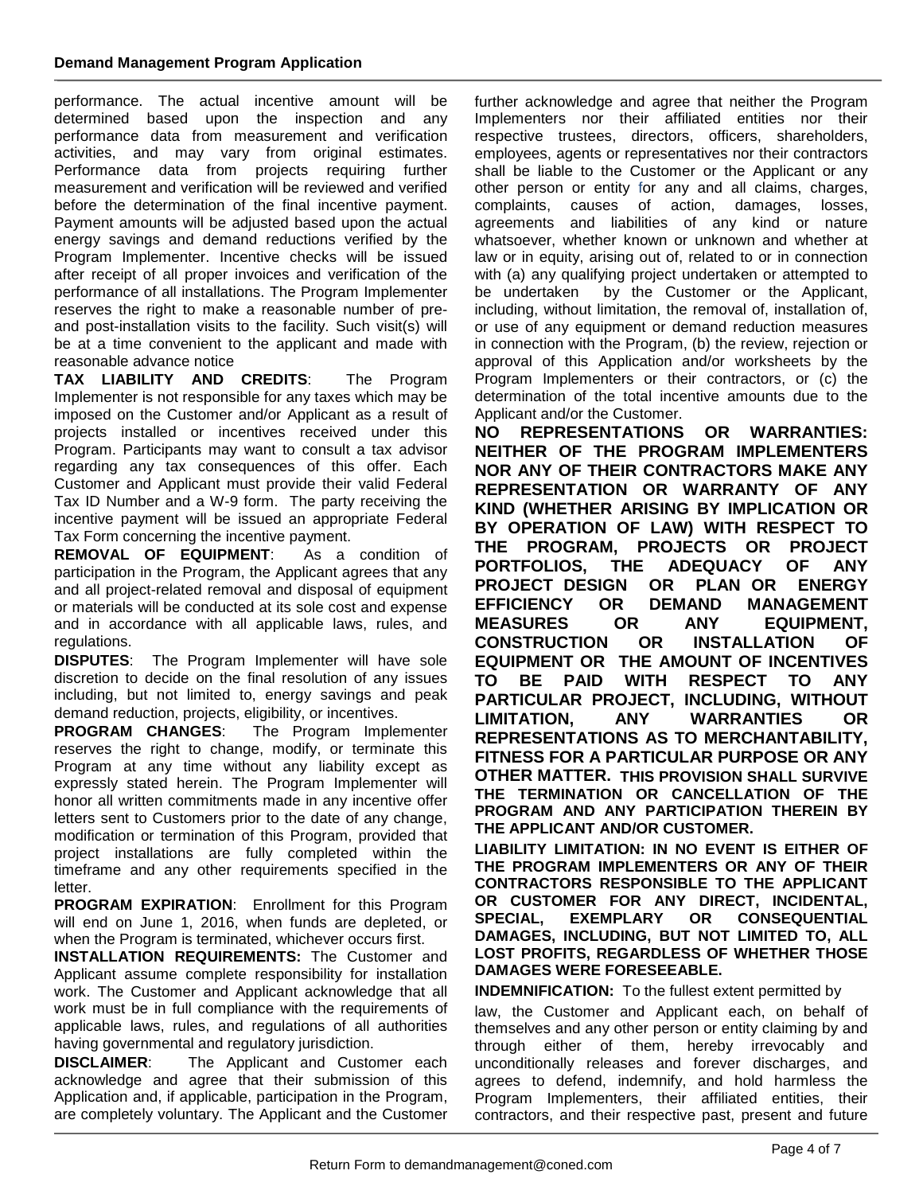performance. The actual incentive amount will be determined based upon the inspection and any performance data from measurement and verification activities, and may vary from original estimates. Performance data from projects requiring further measurement and verification will be reviewed and verified before the determination of the final incentive payment. Payment amounts will be adjusted based upon the actual energy savings and demand reductions verified by the Program Implementer. Incentive checks will be issued after receipt of all proper invoices and verification of the performance of all installations. The Program Implementer reserves the right to make a reasonable number of pre- and post-installation visits to the facility. Such visit(s) will be at a time convenient to the applicant and made with reasonable advance notice

**TAX LIABILITY AND CREDITS**: The Program Implementer is not responsible for any taxes which may be imposed on the Customer and/or Applicant as a result of projects installed or incentives received under this Program. Participants may want to consult a tax advisor regarding any tax consequences of this offer. Each Customer and Applicant must provide their valid Federal Tax ID Number and a W-9 form. The party receiving the incentive payment will be issued an appropriate Federal Tax Form concerning the incentive payment.

**REMOVAL OF EQUIPMENT**: As a condition of participation in the Program, the Applicant agrees that any and all project-related removal and disposal of equipment or materials will be conducted at its sole cost and expense and in accordance with all applicable laws, rules, and regulations.

**DISPUTES**: The Program Implementer will have sole discretion to decide on the final resolution of any issues including, but not limited to, energy savings and peak demand reduction, projects, eligibility, or incentives.

**PROGRAM CHANGES**: The Program Implementer reserves the right to change, modify, or terminate this Program at any time without any liability except as expressly stated herein. The Program Implementer will honor all written commitments made in any incentive offer letters sent to Customers prior to the date of any change, modification or termination of this Program, provided that project installations are fully completed within the timeframe and any other requirements specified in the letter.

**PROGRAM EXPIRATION**: Enrollment for this Program will end on June 1, 2016, when funds are depleted, or when the Program is terminated, whichever occurs first.

**INSTALLATION REQUIREMENTS:** The Customer and Applicant assume complete responsibility for installation work. The Customer and Applicant acknowledge that all work must be in full compliance with the requirements of applicable laws, rules, and regulations of all authorities having governmental and regulatory jurisdiction.

**DISCLAIMER**: The Applicant and Customer each acknowledge and agree that their submission of this Application and, if applicable, participation in the Program, are completely voluntary. The Applicant and the Customer further acknowledge and agree that neither the Program Implementers nor their affiliated entities nor their respective trustees, directors, officers, shareholders, employees, agents or representatives nor their contractors shall be liable to the Customer or the Applicant or any other person or entity for any and all claims, charges, complaints, causes of action, damages, losses, agreements and liabilities of any kind or nature whatsoever, whether known or unknown and whether at law or in equity, arising out of, related to or in connection with (a) any qualifying project undertaken or attempted to be undertaken by the Customer or the Applicant, including, without limitation, the removal of, installation of, or use of any equipment or demand reduction measures in connection with the Program, (b) the review, rejection or approval of this Application and/or worksheets by the Program Implementers or their contractors, or (c) the determination of the total incentive amounts due to the Applicant and/or the Customer.

**NO REPRESENTATIONS OR WARRANTIES: NEITHER OF THE PROGRAM IMPLEMENTERS NOR ANY OF THEIR CONTRACTORS MAKE ANY REPRESENTATION OR WARRANTY OF ANY KIND (WHETHER ARISING BY IMPLICATION OR BY OPERATION OF LAW) WITH RESPECT TO THE PROGRAM, PROJECTS OR PROJECT PORTFOLIOS, THE ADEQUACY OF ANY PROJECT DESIGN OR PLAN OR ENERGY EFFICIENCY OR DEMAND MANAGEMENT MEASURES OR ANY EQUIPMENT, CONSTRUCTION OR INSTALLATION OF EQUIPMENT OR THE AMOUNT OF INCENTIVES TO BE PAID WITH RESPECT TO ANY PARTICULAR PROJECT, INCLUDING, WITHOUT LIMITATION, ANY WARRANTIES OR REPRESENTATIONS AS TO MERCHANTABILITY, FITNESS FOR A PARTICULAR PURPOSE OR ANY OTHER MATTER. THIS PROVISION SHALL SURVIVE THE TERMINATION OR CANCELLATION OF THE PROGRAM AND ANY PARTICIPATION THEREIN BY THE APPLICANT AND/OR CUSTOMER.**

**LIABILITY LIMITATION: IN NO EVENT IS EITHER OF THE PROGRAM IMPLEMENTERS OR ANY OF THEIR CONTRACTORS RESPONSIBLE TO THE APPLICANT OR CUSTOMER FOR ANY DIRECT, INCIDENTAL, SPECIAL, EXEMPLARY OR CONSEQUENTIAL DAMAGES, INCLUDING, BUT NOT LIMITED TO, ALL LOST PROFITS, REGARDLESS OF WHETHER THOSE DAMAGES WERE FORESEEABLE.**

**INDEMNIFICATION:** To the fullest extent permitted by law, the Customer and Applicant each, on behalf of themselves and any other person or entity claiming by and through either of them, hereby irrevocably and unconditionally releases and forever discharges, and agrees to defend, indemnify, and hold harmless the Program Implementers, their affiliated entities, their contractors, and their respective past, present and future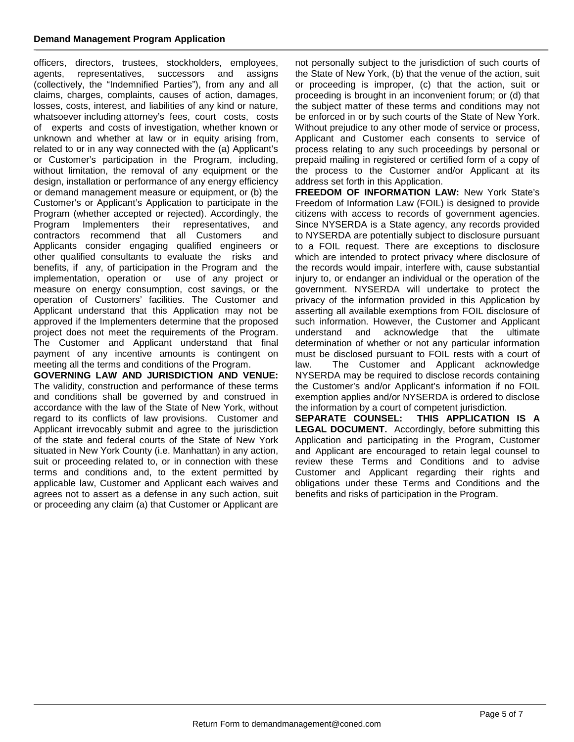officers, directors, trustees, stockholders, employees, agents, representatives, successors and assigns (collectively, the "Indemnified Parties"), from any and all claims, charges, complaints, causes of action, damages, losses, costs, interest, and liabilities of any kind or nature, whatsoever including attorney's fees, court costs, costs of experts and costs of investigation, whether known or unknown and whether at law or in equity arising from, related to or in any way connected with the (a) Applicant's or Customer's participation in the Program, including, without limitation, the removal of any equipment or the design, installation or performance of any energy efficiency or demand management measure or equipment, or (b) the Customer's or Applicant's Application to participate in the Program (whether accepted or rejected). Accordingly, the Program Implementers their representatives, and contractors recommend that all Customers and Applicants consider engaging qualified engineers or other qualified consultants to evaluate the risks and benefits, if any, of participation in the Program and the implementation, operation or use of any project or measure on energy consumption, cost savings, or the operation of Customers' facilities. The Customer and Applicant understand that this Application may not be approved if the Implementers determine that the proposed project does not meet the requirements of the Program. The Customer and Applicant understand that final payment of any incentive amounts is contingent on meeting all the terms and conditions of the Program.

**GOVERNING LAW AND JURISDICTION AND VENUE:** The validity, construction and performance of these terms and conditions shall be governed by and construed in accordance with the law of the State of New York, without regard to its conflicts of law provisions. Customer and Applicant irrevocably submit and agree to the jurisdiction of the state and federal courts of the State of New York situated in New York County (i.e. Manhattan) in any action, suit or proceeding related to, or in connection with these terms and conditions and, to the extent permitted by applicable law, Customer and Applicant each waives and agrees not to assert as a defense in any such action, suit or proceeding any claim (a) that Customer or Applicant are not personally subject to the jurisdiction of such courts of the State of New York, (b) that the venue of the action, suit or proceeding is improper, (c) that the action, suit or proceeding is brought in an inconvenient forum; or (d) that the subject matter of these terms and conditions may not be enforced in or by such courts of the State of New York. Without prejudice to any other mode of service or process, Applicant and Customer each consents to service of process relating to any such proceedings by personal or prepaid mailing in registered or certified form of a copy of the process to the Customer and/or Applicant at its address set forth in this Application.

**FREEDOM OF INFORMATION LAW:** New York State's Freedom of Information Law (FOIL) is designed to provide citizens with access to records of government agencies. Since NYSERDA is a State agency, any records provided to NYSERDA are potentially subject to disclosure pursuant to a FOIL request. There are exceptions to disclosure which are intended to protect privacy where disclosure of the records would impair, interfere with, cause substantial injury to, or endanger an individual or the operation of the government. NYSERDA will undertake to protect the privacy of the information provided in this Application by asserting all available exemptions from FOIL disclosure of such information. However, the Customer and Applicant understand and acknowledge that the ultimate determination of whether or not any particular information must be disclosed pursuant to FOIL rests with a court of law. The Customer and Applicant acknowledge NYSERDA may be required to disclose records containing the Customer's and/or Applicant's information if no FOIL exemption applies and/or NYSERDA is ordered to disclose the information by a court of competent jurisdiction.

**SEPARATE COUNSEL: THIS APPLICATION IS A LEGAL DOCUMENT.** Accordingly, before submitting this Application and participating in the Program, Customer and Applicant are encouraged to retain legal counsel to review these Terms and Conditions and to advise Customer and Applicant regarding their rights and obligations under these Terms and Conditions and the benefits and risks of participation in the Program.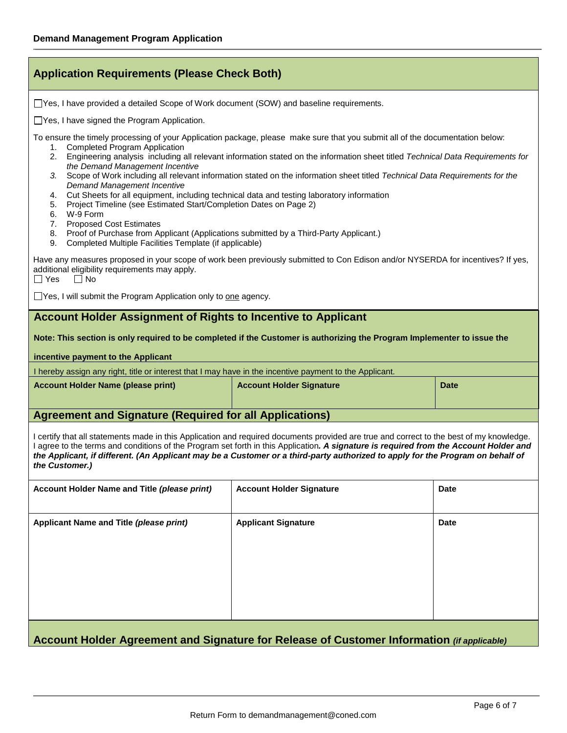**Demand Management Program Application**

## Application Requirements (Please Check Both)

☐ Yes, I have provided a detailed Scope of Work document (SOW) and baseline requirements.

☐ Yes, I have signed the Program Application.

To ensure the timely processing of your Application package, please make sure that you submit all of the documentation below:

1. Completed Program Application
2. Engineering analysis including all relevant information stated on the information sheet titled *Technical Data Requirements for the Demand Management Incentive*
3. Scope of Work including all relevant information stated on the information sheet titled *Technical Data Requirements for the Demand Management Incentive*
4. Cut Sheets for all equipment, including technical data and testing laboratory information
5. Project Timeline (see Estimated Start/Completion Dates on Page 2)
6. W-9 Form
7. Proposed Cost Estimates
8. Proof of Purchase from Applicant (Applications submitted by a Third-Party Applicant.)
9. Completed Multiple Facilities Template (if applicable)

Have any measures proposed in your scope of work been previously submitted to Con Edison and/or NYSERDA for incentives? If yes, additional eligibility requirements may apply.

☐ Yes ☐ No

☐ Yes, I will submit the Program Application only to one agency.

## Account Holder Assignment of Rights to Incentive to Applicant

**Note: This section is only required to be completed if the Customer is authorizing the Program Implementer to issue the incentive payment to the Applicant**

I hereby assign any right, title or interest that I may have in the incentive payment to the Applicant.

| Account Holder Name (please print) | Account Holder Signature | Date |
|---|---|---|
| | | |

## Agreement and Signature (Required for all Applications)

I certify that all statements made in this Application and required documents provided are true and correct to the best of my knowledge. I agree to the terms and conditions of the Program set forth in this Application***. A signature is required from the Account Holder and the Applicant, if different. (An Applicant may be a Customer or a third-party authorized to apply for the Program on behalf of the Customer.)***

| Account Holder Name and Title *(please print)* | Account Holder Signature | Date |
|---|---|---|
| | | |
| **Applicant Name and Title *(please print)*** | **Applicant Signature** | **Date** |
| | | |

## Account Holder Agreement and Signature for Release of Customer Information *(if applicable)*

Return Form to demandmanagement@coned.com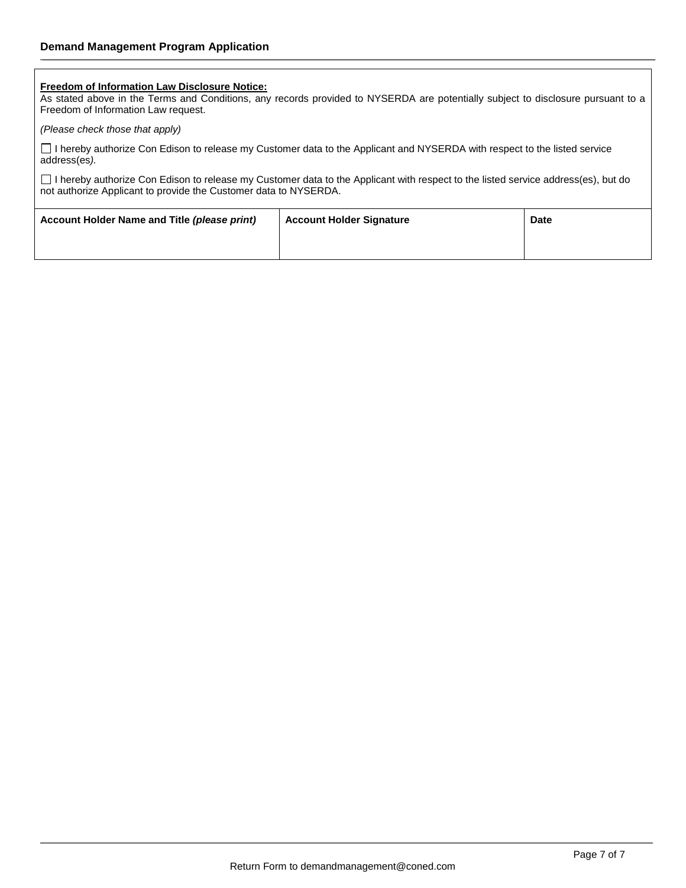**Freedom of Information Law Disclosure Notice:**

As stated above in the Terms and Conditions, any records provided to NYSERDA are potentially subject to disclosure pursuant to a Freedom of Information Law request.

*(Please check those that apply)*

☐ I hereby authorize Con Edison to release my Customer data to the Applicant and NYSERDA with respect to the listed service address(es*).*

☐ I hereby authorize Con Edison to release my Customer data to the Applicant with respect to the listed service address(es), but do not authorize Applicant to provide the Customer data to NYSERDA.

| Account Holder Name and Title *(please print)* | Account Holder Signature | Date |
|---|---|---|
| | | |

Return Form to demandmanagement@coned.com